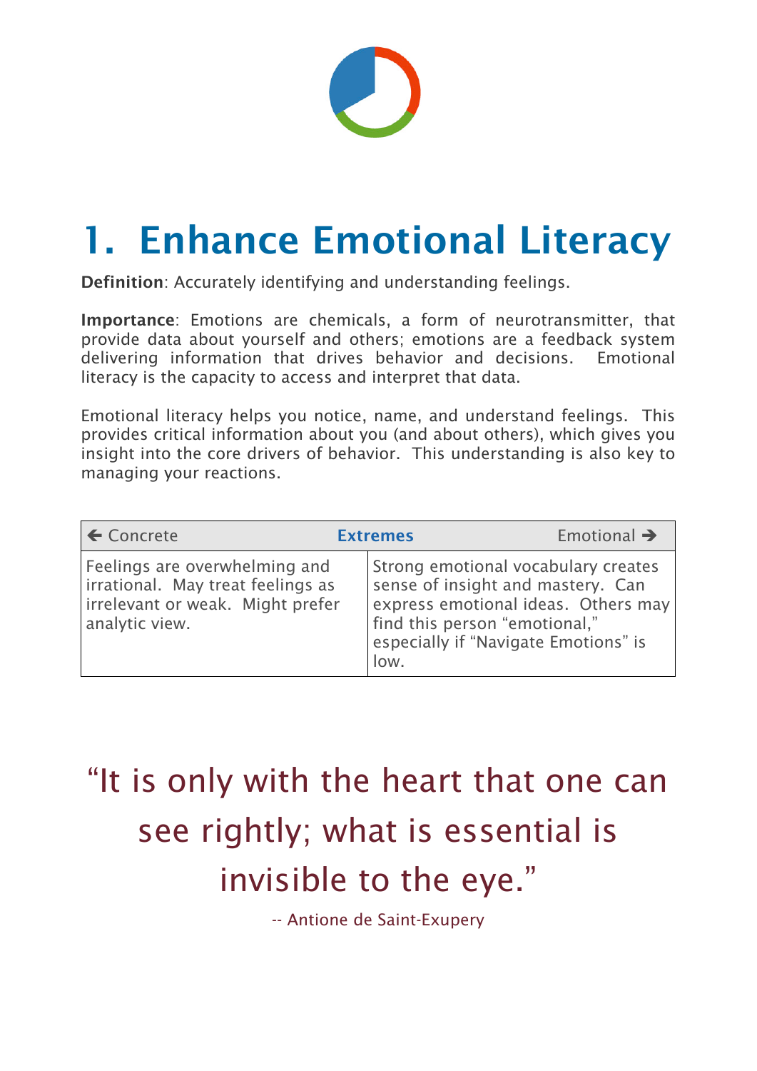# 1. Enhance Emotional Literacy

**Definition**: Accurately identifying and understanding feelings.

**Importance**: Emotions are chemicals, a form of neurotransmitter, that provide data about yourself and others; emotions are a feedback system delivering information that drives behavior and decisions. Emotional literacy is the capacity to access and interpret that data.

Emotional literacy helps you notice, name, and understand feelings. This provides critical information about you (and about others), which gives you insight into the core drivers of behavior. This understanding is also key to managing your reactions.

| ← Concrete | **Extremes** Emotional → |
|---|---|
| Feelings are overwhelming and irrational. May treat feelings as irrelevant or weak. Might prefer analytic view. | Strong emotional vocabulary creates sense of insight and mastery. Can express emotional ideas. Others may find this person "emotional," especially if "Navigate Emotions" is low. |

"It is only with the heart that one can see rightly; what is essential is invisible to the eye."

-- Antione de Saint-Exupery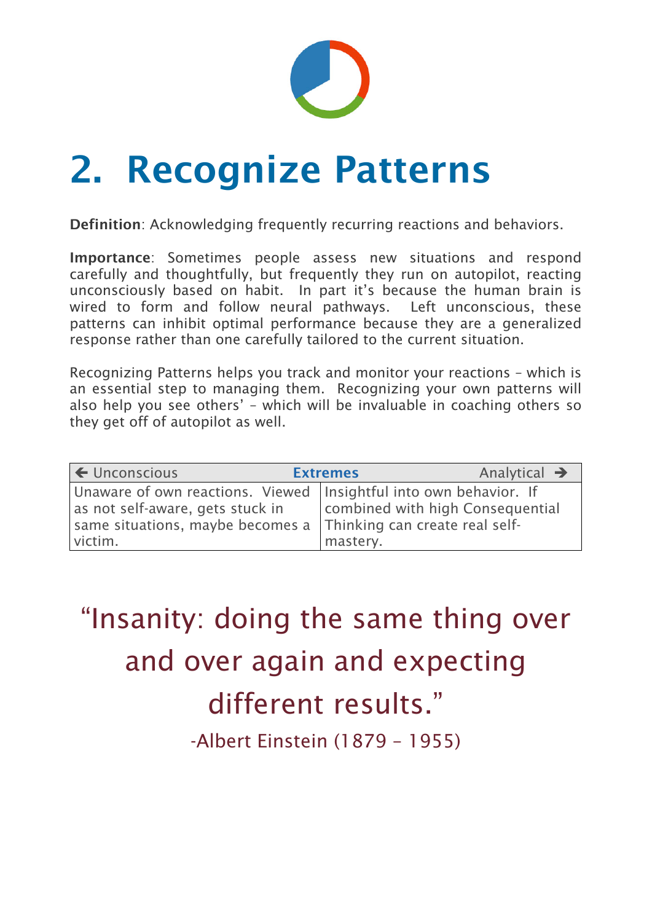# 2. Recognize Patterns

**Definition**: Acknowledging frequently recurring reactions and behaviors.

**Importance**: Sometimes people assess new situations and respond carefully and thoughtfully, but frequently they run on autopilot, reacting unconsciously based on habit. In part it's because the human brain is wired to form and follow neural pathways. Left unconscious, these patterns can inhibit optimal performance because they are a generalized response rather than one carefully tailored to the current situation.

Recognizing Patterns helps you track and monitor your reactions – which is an essential step to managing them. Recognizing your own patterns will also help you see others' – which will be invaluable in coaching others so they get off of autopilot as well.

| ← Unconscious | **Extremes** Analytical → |
|---|---|
| Unaware of own reactions. Viewed as not self-aware, gets stuck in same situations, maybe becomes a victim. | Insightful into own behavior. If combined with high Consequential Thinking can create real self-mastery. |

"Insanity: doing the same thing over and over again and expecting different results."

-Albert Einstein (1879 – 1955)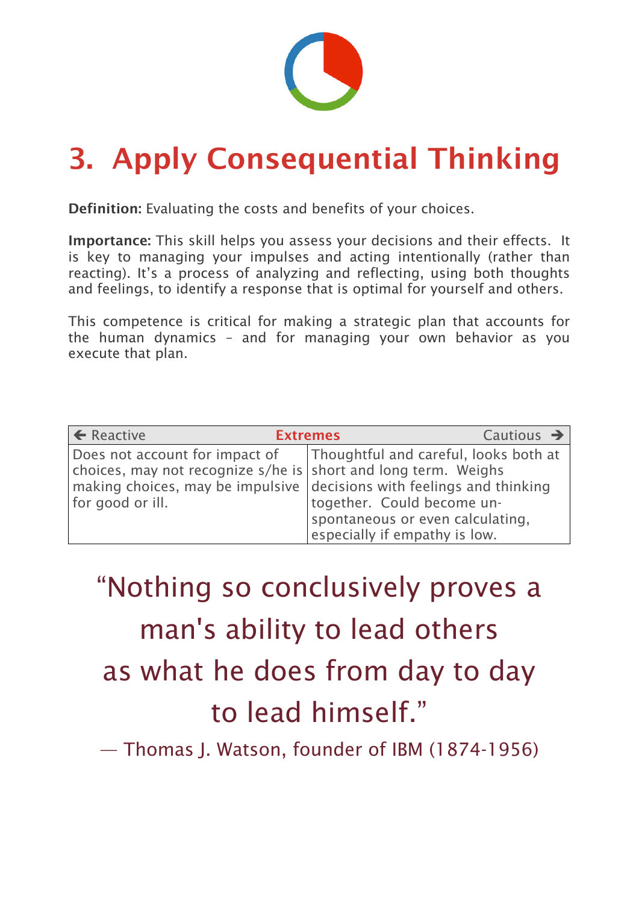# 3. Apply Consequential Thinking

**Definition:** Evaluating the costs and benefits of your choices.

**Importance:** This skill helps you assess your decisions and their effects. It is key to managing your impulses and acting intentionally (rather than reacting). It's a process of analyzing and reflecting, using both thoughts and feelings, to identify a response that is optimal for yourself and others.

This competence is critical for making a strategic plan that accounts for the human dynamics – and for managing your own behavior as you execute that plan.

| ← Reactive **Extremes** | Cautious → |
|---|---|
| Does not account for impact of choices, may not recognize s/he is making choices, may be impulsive for good or ill. | Thoughtful and careful, looks both at short and long term. Weighs decisions with feelings and thinking together. Could become un-spontaneous or even calculating, especially if empathy is low. |

"Nothing so conclusively proves a man's ability to lead others as what he does from day to day to lead himself."

— Thomas J. Watson, founder of IBM (1874-1956)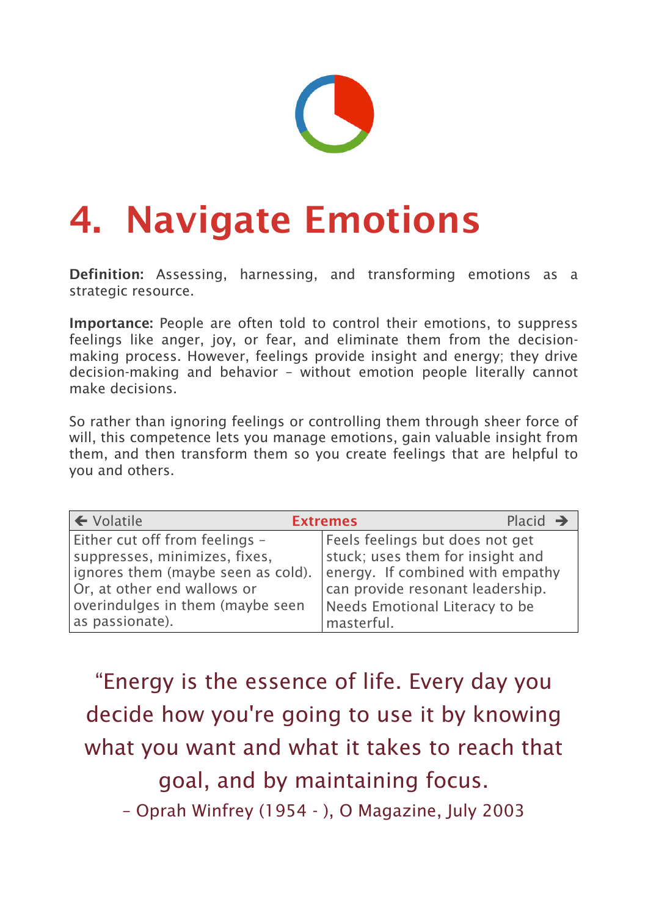# 4. Navigate Emotions

**Definition:** Assessing, harnessing, and transforming emotions as a strategic resource.

**Importance:** People are often told to control their emotions, to suppress feelings like anger, joy, or fear, and eliminate them from the decision-making process. However, feelings provide insight and energy; they drive decision-making and behavior – without emotion people literally cannot make decisions.

So rather than ignoring feelings or controlling them through sheer force of will, this competence lets you manage emotions, gain valuable insight from them, and then transform them so you create feelings that are helpful to you and others.

| ← Volatile **Extremes** | Placid → |
|---|---|
| Either cut off from feelings – suppresses, minimizes, fixes, ignores them (maybe seen as cold). Or, at other end wallows or overindulges in them (maybe seen as passionate). | Feels feelings but does not get stuck; uses them for insight and energy. If combined with empathy can provide resonant leadership. Needs Emotional Literacy to be masterful. |

“Energy is the essence of life. Every day you decide how you're going to use it by knowing what you want and what it takes to reach that goal, and by maintaining focus.

– Oprah Winfrey (1954 - ), O Magazine, July 2003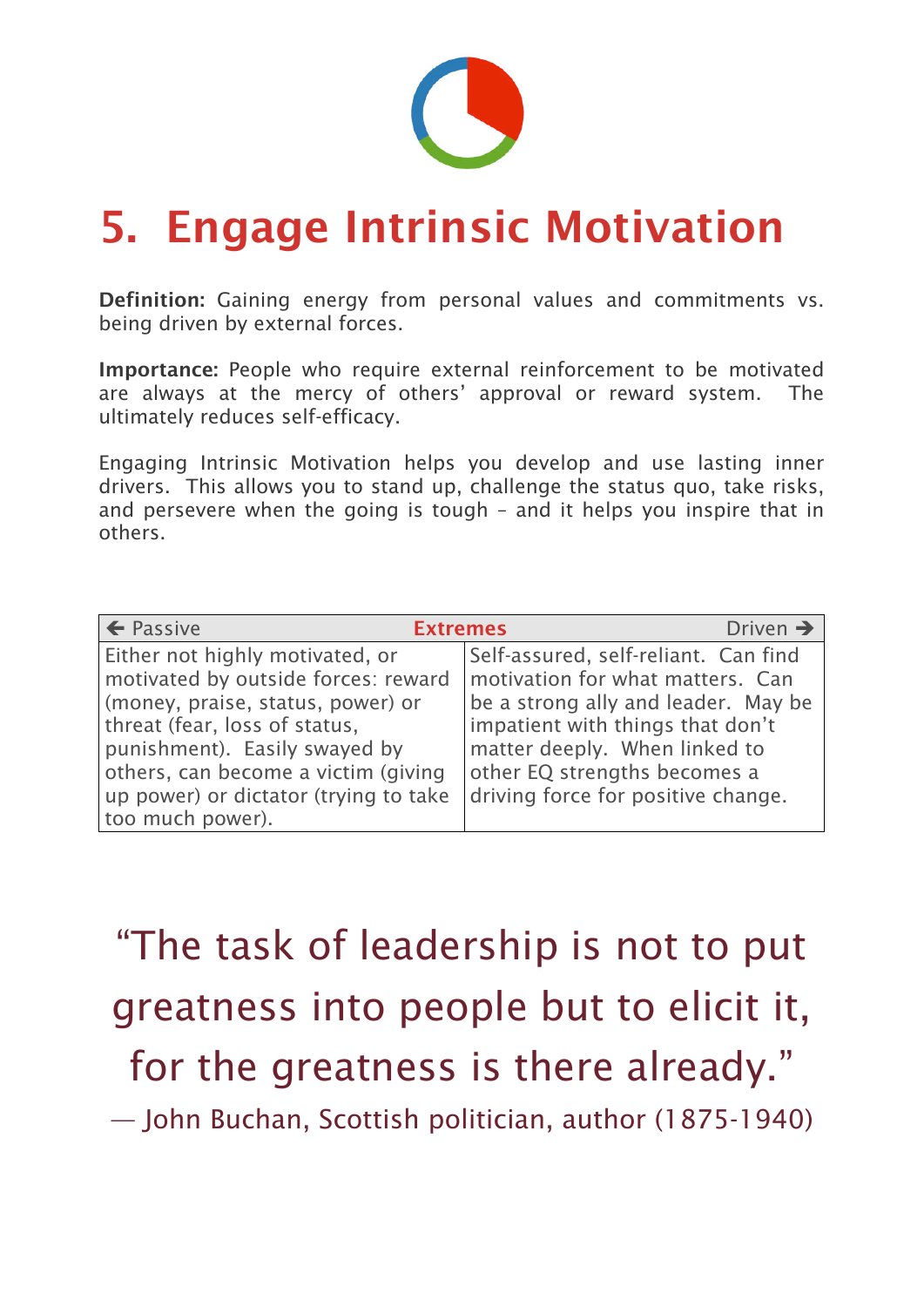# 5. Engage Intrinsic Motivation

**Definition:** Gaining energy from personal values and commitments vs. being driven by external forces.

**Importance:** People who require external reinforcement to be motivated are always at the mercy of others' approval or reward system. The ultimately reduces self-efficacy.

Engaging Intrinsic Motivation helps you develop and use lasting inner drivers. This allows you to stand up, challenge the status quo, take risks, and persevere when the going is tough – and it helps you inspire that in others.

| ← Passive — Extremes | — Driven → |
|---|---|
| Either not highly motivated, or motivated by outside forces: reward (money, praise, status, power) or threat (fear, loss of status, punishment). Easily swayed by others, can become a victim (giving up power) or dictator (trying to take too much power). | Self-assured, self-reliant. Can find motivation for what matters. Can be a strong ally and leader. May be impatient with things that don't matter deeply. When linked to other EQ strengths becomes a driving force for positive change. |

"The task of leadership is not to put greatness into people but to elicit it, for the greatness is there already."

— John Buchan, Scottish politician, author (1875-1940)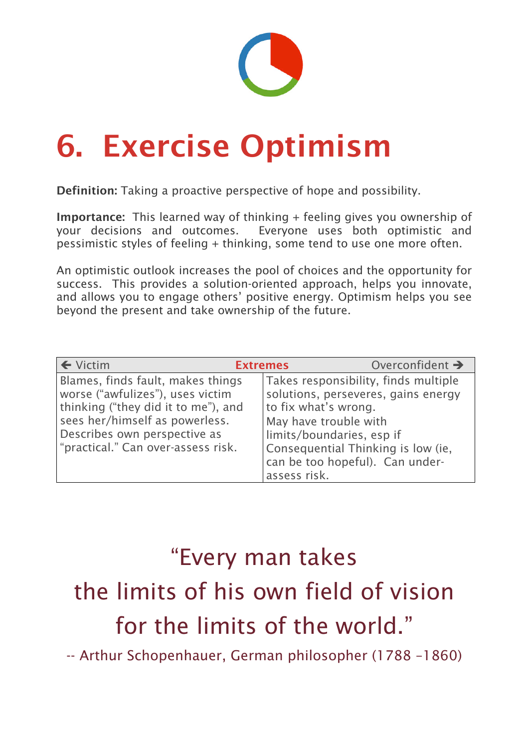# 6. Exercise Optimism

**Definition:** Taking a proactive perspective of hope and possibility.

**Importance:** This learned way of thinking + feeling gives you ownership of your decisions and outcomes. Everyone uses both optimistic and pessimistic styles of feeling + thinking, some tend to use one more often.

An optimistic outlook increases the pool of choices and the opportunity for success. This provides a solution-oriented approach, helps you innovate, and allows you to engage others' positive energy. Optimism helps you see beyond the present and take ownership of the future.

| ← Victim | **Extremes** Overconfident → |
|---|---|
| Blames, finds fault, makes things worse ("awfulizes"), uses victim thinking ("they did it to me"), and sees her/himself as powerless. Describes own perspective as "practical." Can over-assess risk. | Takes responsibility, finds multiple solutions, perseveres, gains energy to fix what's wrong. May have trouble with limits/boundaries, esp if Consequential Thinking is low (ie, can be too hopeful). Can under-assess risk. |

"Every man takes
the limits of his own field of vision
for the limits of the world."

-- Arthur Schopenhauer, German philosopher (1788 –1860)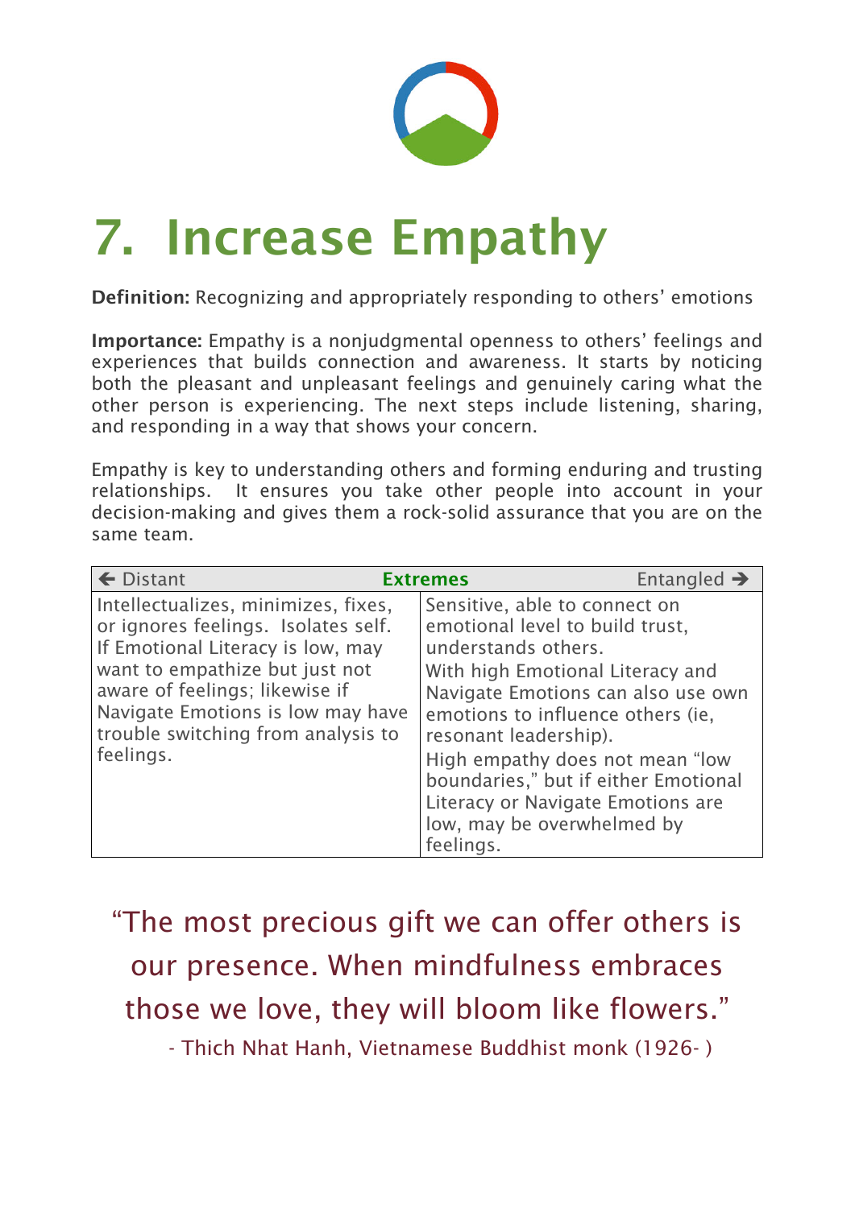# 7. Increase Empathy

**Definition:** Recognizing and appropriately responding to others' emotions

**Importance:** Empathy is a nonjudgmental openness to others' feelings and experiences that builds connection and awareness. It starts by noticing both the pleasant and unpleasant feelings and genuinely caring what the other person is experiencing. The next steps include listening, sharing, and responding in a way that shows your concern.

Empathy is key to understanding others and forming enduring and trusting relationships. It ensures you take other people into account in your decision-making and gives them a rock-solid assurance that you are on the same team.

| ← Distant | **Extremes** Entangled → |
|---|---|
| Intellectualizes, minimizes, fixes, or ignores feelings. Isolates self. If Emotional Literacy is low, may want to empathize but just not aware of feelings; likewise if Navigate Emotions is low may have trouble switching from analysis to feelings. | Sensitive, able to connect on emotional level to build trust, understands others.<br>With high Emotional Literacy and Navigate Emotions can also use own emotions to influence others (ie, resonant leadership).<br>High empathy does not mean "low boundaries," but if either Emotional Literacy or Navigate Emotions are low, may be overwhelmed by feelings. |

"The most precious gift we can offer others is our presence. When mindfulness embraces those we love, they will bloom like flowers."

- Thich Nhat Hanh, Vietnamese Buddhist monk (1926- )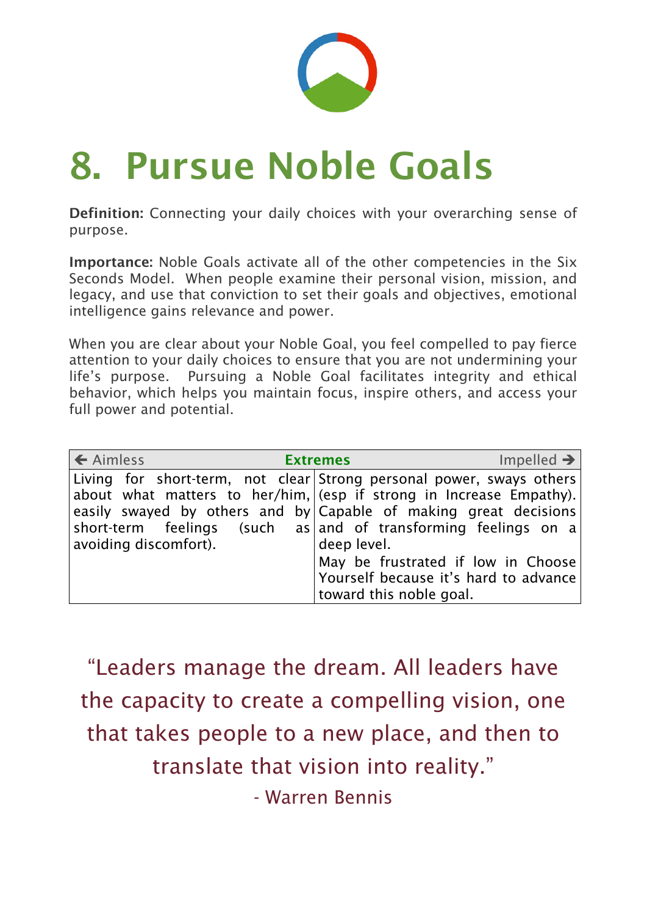# 8. Pursue Noble Goals

**Definition:** Connecting your daily choices with your overarching sense of purpose.

**Importance:** Noble Goals activate all of the other competencies in the Six Seconds Model. When people examine their personal vision, mission, and legacy, and use that conviction to set their goals and objectives, emotional intelligence gains relevance and power.

When you are clear about your Noble Goal, you feel compelled to pay fierce attention to your daily choices to ensure that you are not undermining your life's purpose. Pursuing a Noble Goal facilitates integrity and ethical behavior, which helps you maintain focus, inspire others, and access your full power and potential.

| ← Aimless **Extremes** | Impelled → |
|---|---|
| Living for short-term, not clear about what matters to her/him, easily swayed by others and by short-term feelings (such as avoiding discomfort). | Strong personal power, sways others (esp if strong in Increase Empathy). Capable of making great decisions and of transforming feelings on a deep level.<br>May be frustrated if low in Choose Yourself because it's hard to advance toward this noble goal. |

"Leaders manage the dream. All leaders have the capacity to create a compelling vision, one that takes people to a new place, and then to translate that vision into reality."

\- Warren Bennis